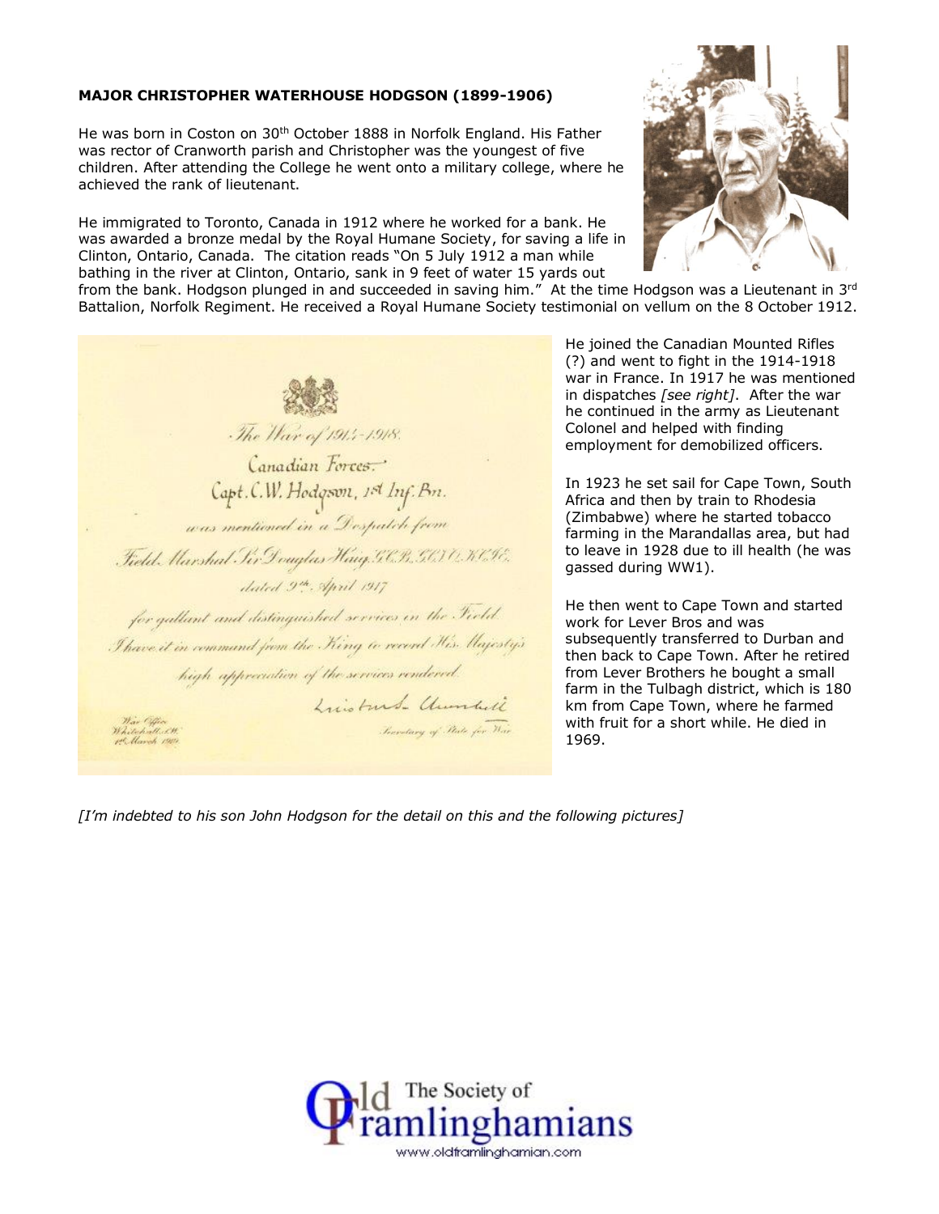**MAJOR CHRISTOPHER WATERHOUSE HODGSON (1899-1906)**

He was born in Coston on 30th October 1888 in Norfolk England. His Father was rector of Cranworth parish and Christopher was the youngest of five children. After attending the College he went onto a military college, where he achieved the rank of lieutenant.

He immigrated to Toronto, Canada in 1912 where he worked for a bank. He was awarded a bronze medal by the Royal Humane Society, for saving a life in Clinton, Ontario, Canada. The citation reads "On 5 July 1912 a man while bathing in the river at Clinton, Ontario, sank in 9 feet of water 15 yards out from the bank. Hodgson plunged in and succeeded in saving him." At the time Hodgson was a Lieutenant in 3rd Battalion, Norfolk Regiment. He received a Royal Humane Society testimonial on vellum on the 8 October 1912.

The War of 1914-1918.

Canadian Forces.

Capt. C.W. Hodgson, 1st Inf. Bn.

was mentioned in a Despatch from

Field Marshal Sir Douglas Haig, G.C.B., G.C.V.O., K.C.I.E.

dated 9th April 1917

for gallant and distinguished services in the Field.

I have it in command from the King to record His Majesty's high appreciation of the services rendered.

Winston S. Churchill

Secretary of State for War

War Office
Whitehall, S.W.
1st March 1920

He joined the Canadian Mounted Rifles (?) and went to fight in the 1914-1918 war in France. In 1917 he was mentioned in dispatches *[see right]*. After the war he continued in the army as Lieutenant Colonel and helped with finding employment for demobilized officers.

In 1923 he set sail for Cape Town, South Africa and then by train to Rhodesia (Zimbabwe) where he started tobacco farming in the Marandallas area, but had to leave in 1928 due to ill health (he was gassed during WW1).

He then went to Cape Town and started work for Lever Bros and was subsequently transferred to Durban and then back to Cape Town. After he retired from Lever Brothers he bought a small farm in the Tulbagh district, which is 180 km from Cape Town, where he farmed with fruit for a short while. He died in 1969.

*[I'm indebted to his son John Hodgson for the detail on this and the following pictures]*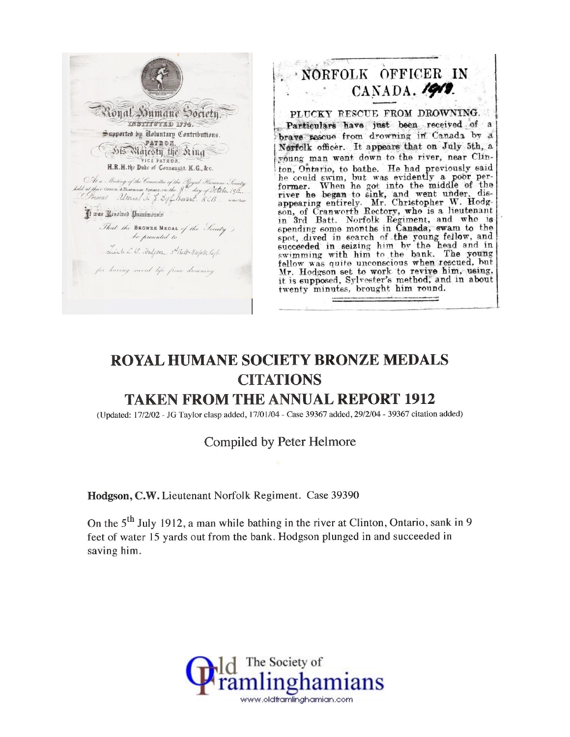Royal Humane Society

INSTITUTED 1774.

Supported by Voluntary Contributions.

PATRON,

His Majesty the King

VICE PATRON,

H.R.H. the Duke of Connaught, K.G., &c.

At a Meeting of the Committee of the Royal Humane Society held at their Office, 4 Trafalgar Square, on the 8th day of October 1912.

Present Admiral Sir J. Sigd Moresby. KCB in the Chair

It was Resolved Unanimously

That the BRONZE MEDAL of the Society be presented to

Lieut C.W. Hodgson. 3rd Batt. Norfolk Regt.

for having saved life from drowning

## NORFOLK OFFICER IN CANADA. 1912.

PLUCKY RESCUE FROM DROWNING.

Particulars have just been received of a brave rescue from drowning in Canada by a Norfolk officer. It appears that on July 5th, a young man went down to the river, near Clinton, Ontario, to bathe. He had previously said he could swim, but was evidently a poor performer. When he got into the middle of the river he began to sink, and went under, disappearing entirely. Mr. Christopher W. Hodgson, of Cranworth Rectory, who is a lieutenant in 3rd Batt. Norfolk Regiment, and who is spending some months in Canada, swam to the spot, dived in search of the young fellow, and succeeded in seizing him by the head and in swimming with him to the bank. The young fellow was quite unconscious when rescued, but Mr. Hodgson set to work to revive him, using, it is supposed, Sylvester's method, and in about twenty minutes, brought him round.

# ROYAL HUMANE SOCIETY BRONZE MEDALS CITATIONS TAKEN FROM THE ANNUAL REPORT 1912

(Updated: 17/2/02 - JG Taylor clasp added, 17/01/04 - Case 39367 added, 29/2/04 - 39367 citation added)

Compiled by Peter Helmore

**Hodgson, C.W.** Lieutenant Norfolk Regiment. Case 39390

On the 5th July 1912, a man while bathing in the river at Clinton, Ontario, sank in 9 feet of water 15 yards out from the bank. Hodgson plunged in and succeeded in saving him.

The Society of Old Framlinghamians

www.oldframlinghamian.com